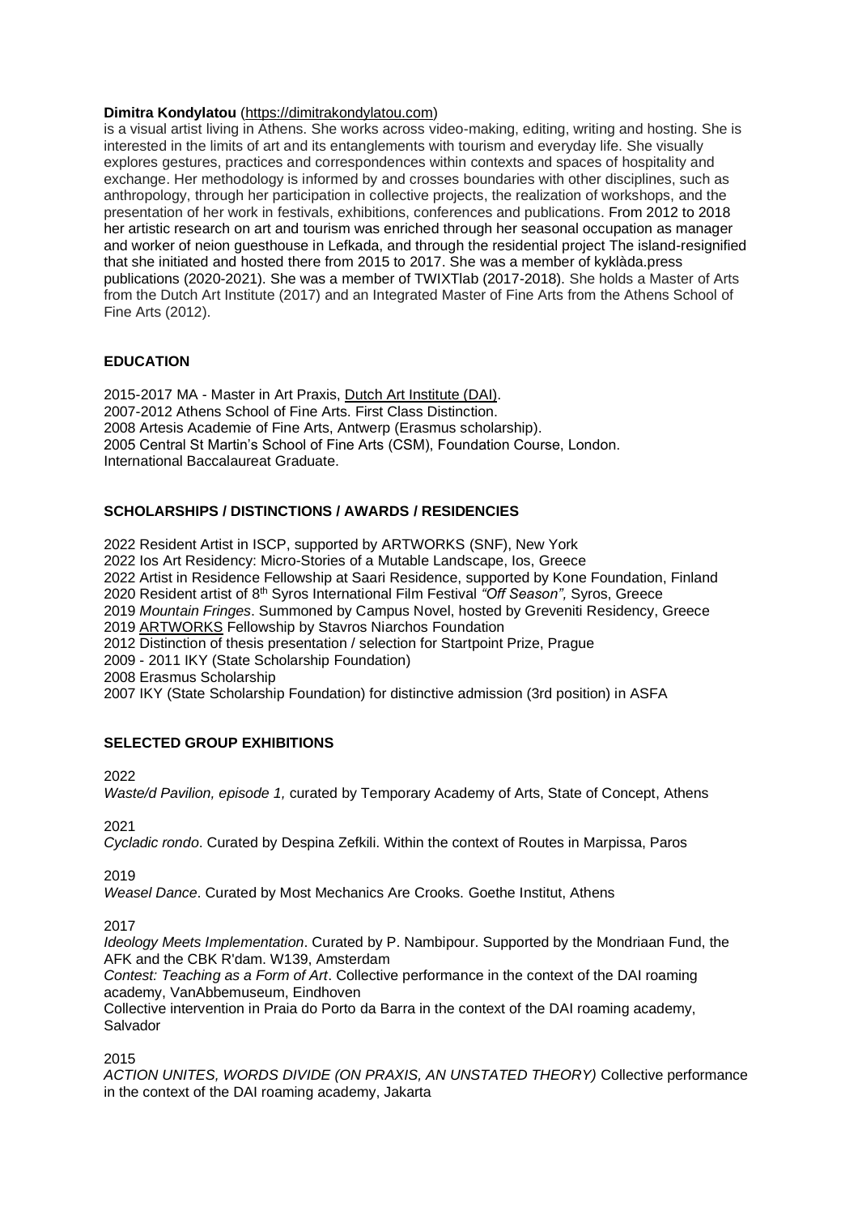**Dimitra Kondylatou** ([https://dimitrakondylatou.com](https://dimitrakondylatou.com))

is a visual artist living in Athens. She works across video-making, editing, writing and hosting. She is interested in the limits of art and its entanglements with tourism and everyday life. She visually explores gestures, practices and correspondences within contexts and spaces of hospitality and exchange. Her methodology is informed by and crosses boundaries with other disciplines, such as anthropology, through her participation in collective projects, the realization of workshops, and the presentation of her work in festivals, exhibitions, conferences and publications. From 2012 to 2018 her artistic research on art and tourism was enriched through her seasonal occupation as manager and worker of neion guesthouse in Lefkada, and through the residential project The island-resignified that she initiated and hosted there from 2015 to 2017. She was a member of kyklàda.press publications (2020-2021). She was a member of TWIXTlab (2017-2018). She holds a Master of Arts from the Dutch Art Institute (2017) and an Integrated Master of Fine Arts from the Athens School of Fine Arts (2012).

## EDUCATION

2015-2017 MA - Master in Art Praxis, Dutch Art Institute (DAI).
2007-2012 Athens School of Fine Arts. First Class Distinction.
2008 Artesis Academie of Fine Arts, Antwerp (Erasmus scholarship).
2005 Central St Martin's School of Fine Arts (CSM), Foundation Course, London.
International Baccalaureat Graduate.

## SCHOLARSHIPS / DISTINCTIONS / AWARDS / RESIDENCIES

2022 Resident Artist in ISCP, supported by ARTWORKS (SNF), New York
2022 Ios Art Residency: Micro-Stories of a Mutable Landscape, Ios, Greece
2022 Artist in Residence Fellowship at Saari Residence, supported by Kone Foundation, Finland
2020 Resident artist of 8th Syros International Film Festival *"Off Season"*, Syros, Greece
2019 *Mountain Fringes*. Summoned by Campus Novel, hosted by Greveniti Residency, Greece
2019 ARTWORKS Fellowship by Stavros Niarchos Foundation
2012 Distinction of thesis presentation / selection for Startpoint Prize, Prague
2009 - 2011 IKY (State Scholarship Foundation)
2008 Erasmus Scholarship
2007 IKY (State Scholarship Foundation) for distinctive admission (3rd position) in ASFA

## SELECTED GROUP EXHIBITIONS

2022

*Waste/d Pavilion, episode 1,* curated by Temporary Academy of Arts, State of Concept, Athens

2021

*Cycladic rondo*. Curated by Despina Zefkili. Within the context of Routes in Marpissa, Paros

2019

*Weasel Dance*. Curated by Most Mechanics Are Crooks. Goethe Institut, Athens

2017

*Ideology Meets Implementation*. Curated by P. Nambipour. Supported by the Mondriaan Fund, the AFK and the CBK R'dam. W139, Amsterdam

*Contest: Teaching as a Form of Art*. Collective performance in the context of the DAI roaming academy, VanAbbemuseum, Eindhoven

Collective intervention in Praia do Porto da Barra in the context of the DAI roaming academy, Salvador

2015

*ACTION UNITES, WORDS DIVIDE (ON PRAXIS, AN UNSTATED THEORY)* Collective performance in the context of the DAI roaming academy, Jakarta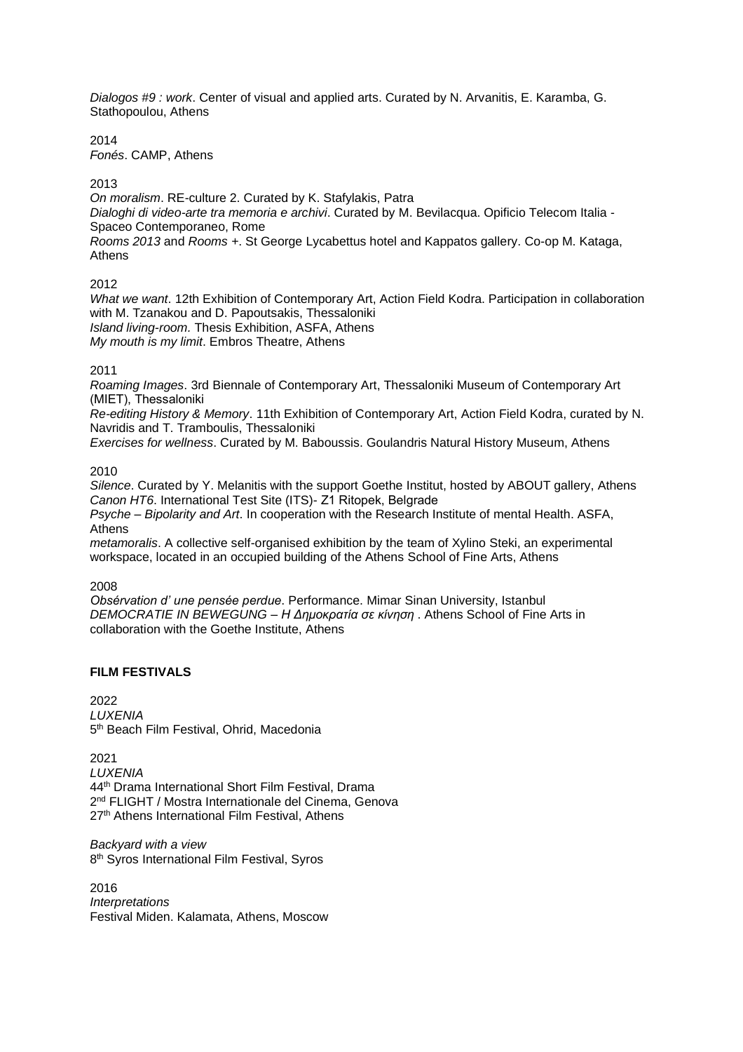*Dialogos #9 : work*. Center of visual and applied arts. Curated by N. Arvanitis, E. Karamba, G. Stathopoulou, Athens

2014
*Fonés*. CAMP, Athens

2013
*On moralism*. RE-culture 2. Curated by K. Stafylakis, Patra
*Dialoghi di video-arte tra memoria e archivi*. Curated by M. Bevilacqua. Opificio Telecom Italia - Spaceo Contemporaneo, Rome
*Rooms 2013* and *Rooms +*. St George Lycabettus hotel and Kappatos gallery. Co-op M. Kataga, Athens

2012
*What we want*. 12th Exhibition of Contemporary Art, Action Field Kodra. Participation in collaboration with M. Tzanakou and D. Papoutsakis, Thessaloniki
*Island living-room.* Thesis Exhibition, ASFA, Athens
*My mouth is my limit*. Embros Theatre, Athens

2011
*Roaming Images*. 3rd Biennale of Contemporary Art, Thessaloniki Museum of Contemporary Art (MIET), Thessaloniki
*Re-editing History & Memory*. 11th Exhibition of Contemporary Art, Action Field Kodra, curated by N. Navridis and T. Tramboulis, Thessaloniki
*Exercises for wellness*. Curated by M. Baboussis. Goulandris Natural History Museum, Athens

2010
*Silence*. Curated by Y. Melanitis with the support Goethe Institut, hosted by ABOUT gallery, Athens
*Canon HT6*. International Test Site (ITS)- Z1 Ritopek, Belgrade
*Psyche – Bipolarity and Art*. In cooperation with the Research Institute of mental Health. ASFA, Athens
*metamoralis*. A collective self-organised exhibition by the team of Xylino Steki, an experimental workspace, located in an occupied building of the Athens School of Fine Arts, Athens

2008
*Obsérvation d' une pensée perdue*. Performance. Mimar Sinan University, Istanbul
*DEMOCRATIE IN BEWEGUNG – Η Δημοκρατία σε κίνηση* . Athens School of Fine Arts in collaboration with the Goethe Institute, Athens

**FILM FESTIVALS**

2022
*LUXENIA*
5th Beach Film Festival, Ohrid, Macedonia

2021
*LUXENIA*
44th Drama International Short Film Festival, Drama
2nd FLIGHT / Mostra Internationale del Cinema, Genova
27th Athens International Film Festival, Athens

*Backyard with a view*
8th Syros International Film Festival, Syros

2016
*Interpretations*
Festival Miden. Kalamata, Athens, Moscow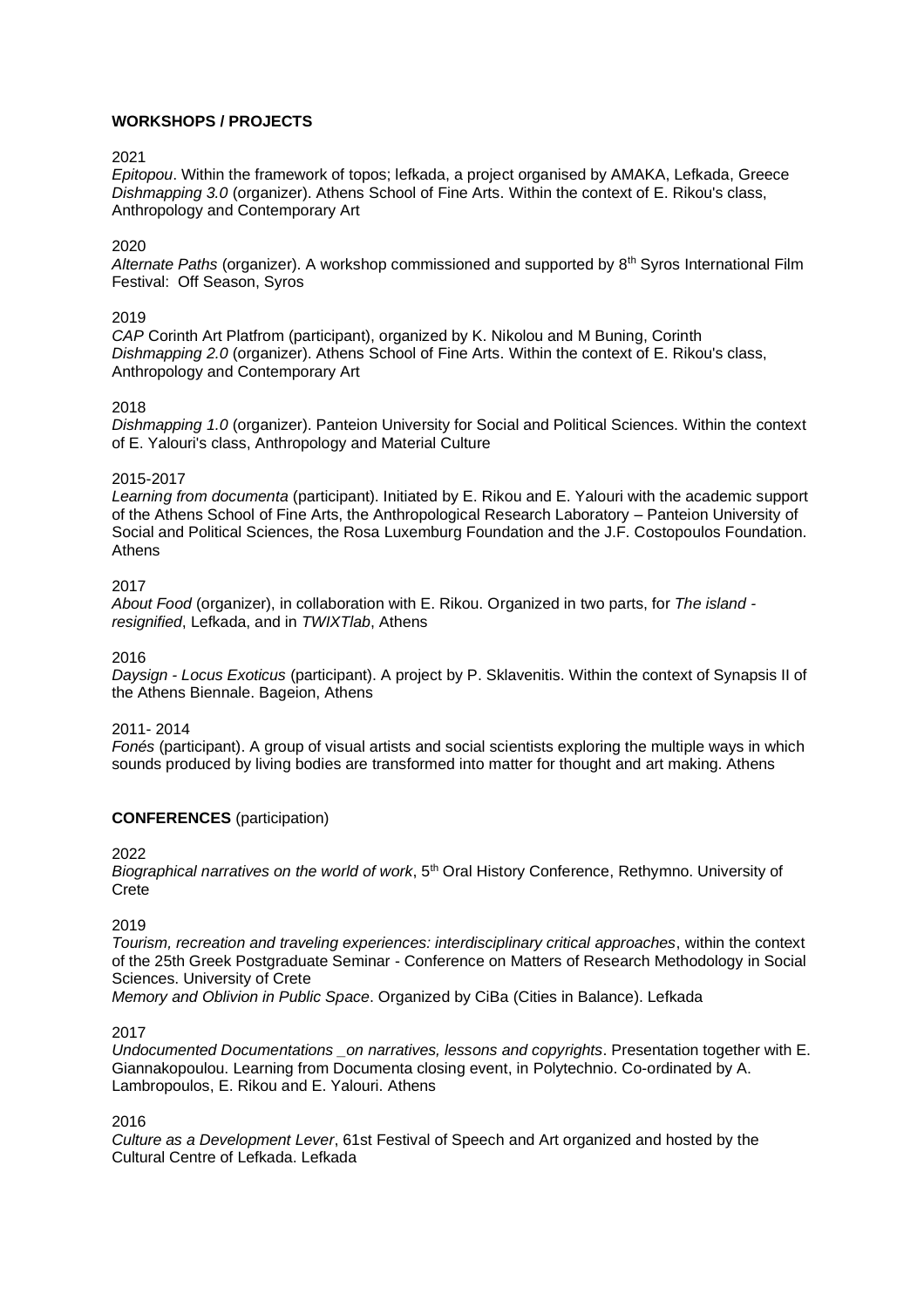**WORKSHOPS / PROJECTS**

2021

*Epitopou*. Within the framework of topos; lefkada, a project organised by AMAKA, Lefkada, Greece
*Dishmapping 3.0* (organizer). Athens School of Fine Arts. Within the context of E. Rikou's class, Anthropology and Contemporary Art

2020

*Alternate Paths* (organizer). A workshop commissioned and supported by 8th Syros International Film Festival: Off Season, Syros

2019

*CAP* Corinth Art Platfrom (participant), organized by K. Nikolou and M Buning, Corinth
*Dishmapping 2.0* (organizer). Athens School of Fine Arts. Within the context of E. Rikou's class, Anthropology and Contemporary Art

2018

*Dishmapping 1.0* (organizer). Panteion University for Social and Political Sciences. Within the context of E. Yalouri's class, Anthropology and Material Culture

2015-2017

*Learning from documenta* (participant). Initiated by E. Rikou and E. Yalouri with the academic support of the Athens School of Fine Arts, the Anthropological Research Laboratory – Panteion University of Social and Political Sciences, the Rosa Luxemburg Foundation and the J.F. Costopoulos Foundation. Athens

2017

*About Food* (organizer), in collaboration with E. Rikou. Organized in two parts, for *The island - resignified*, Lefkada, and in *TWIXTlab*, Athens

2016

*Daysign - Locus Exoticus* (participant). A project by P. Sklavenitis. Within the context of Synapsis II of the Athens Biennale. Bageion, Athens

2011- 2014

*Fonés* (participant). A group of visual artists and social scientists exploring the multiple ways in which sounds produced by living bodies are transformed into matter for thought and art making. Athens

**CONFERENCES** (participation)

2022

*Biographical narratives on the world of work*, 5th Oral History Conference, Rethymno. University of Crete

2019

*Tourism, recreation and traveling experiences: interdisciplinary critical approaches*, within the context of the 25th Greek Postgraduate Seminar - Conference on Matters of Research Methodology in Social Sciences. University of Crete
*Memory and Oblivion in Public Space*. Organized by CiBa (Cities in Balance). Lefkada

2017

*Undocumented Documentations _on narratives, lessons and copyrights*. Presentation together with E. Giannakopoulou. Learning from Documenta closing event, in Polytechnio. Co-ordinated by A. Lambropoulos, E. Rikou and E. Yalouri. Athens

2016

*Culture as a Development Lever*, 61st Festival of Speech and Art organized and hosted by the Cultural Centre of Lefkada. Lefkada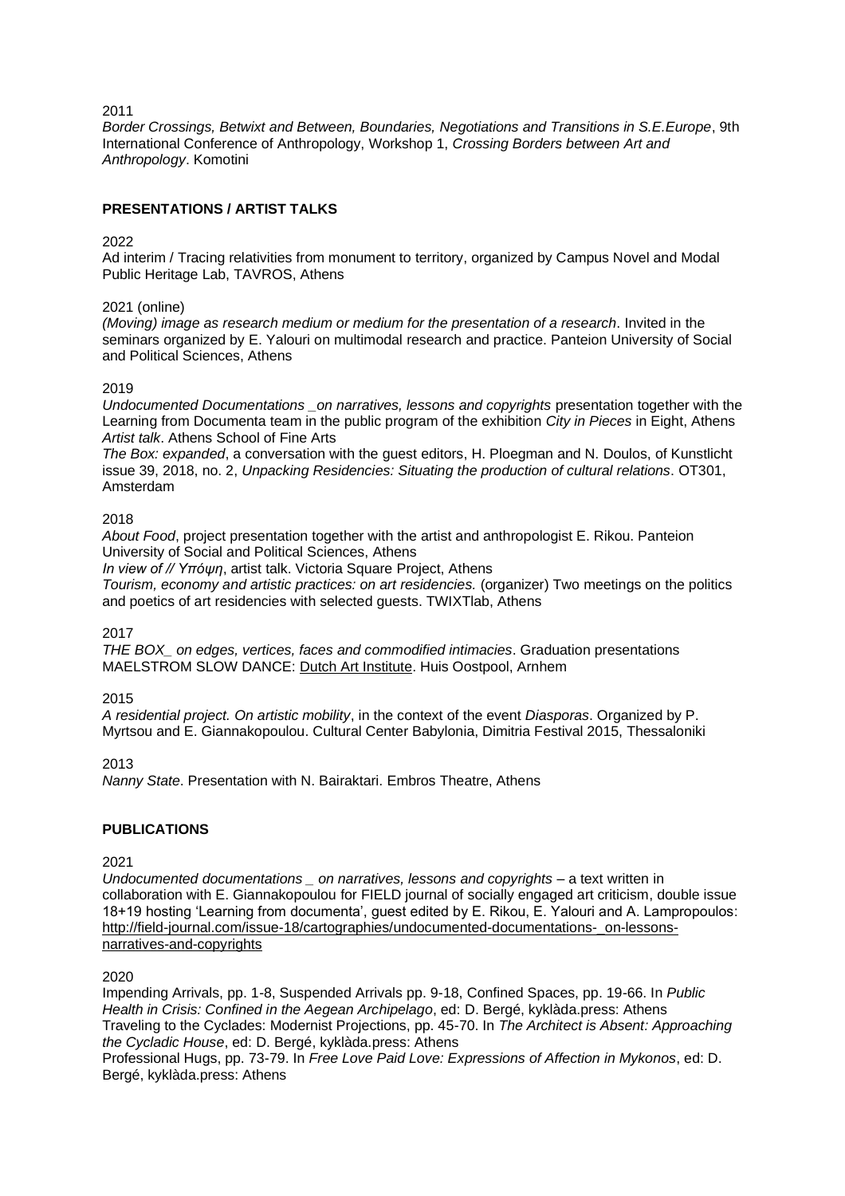2011

*Border Crossings, Betwixt and Between, Boundaries, Negotiations and Transitions in S.E.Europe*, 9th International Conference of Anthropology, Workshop 1, *Crossing Borders between Art and Anthropology*. Komotini

## PRESENTATIONS / ARTIST TALKS

2022

Ad interim / Tracing relativities from monument to territory, organized by Campus Novel and Modal Public Heritage Lab, TAVROS, Athens

2021 (online)

*(Moving) image as research medium or medium for the presentation of a research*. Invited in the seminars organized by E. Yalouri on multimodal research and practice. Panteion University of Social and Political Sciences, Athens

2019

*Undocumented Documentations _on narratives, lessons and copyrights* presentation together with the Learning from Documenta team in the public program of the exhibition *City in Pieces* in Eight, Athens

*Artist talk*. Athens School of Fine Arts

*The Box: expanded*, a conversation with the guest editors, H. Ploegman and N. Doulos, of Kunstlicht issue 39, 2018, no. 2, *Unpacking Residencies: Situating the production of cultural relations*. OT301, Amsterdam

2018

*About Food*, project presentation together with the artist and anthropologist E. Rikou. Panteion University of Social and Political Sciences, Athens

*In view of // Υπόψη*, artist talk. Victoria Square Project, Athens

*Tourism, economy and artistic practices: on art residencies.* (organizer) Two meetings on the politics and poetics of art residencies with selected guests. TWIXTlab, Athens

2017

*THE BOX_ on edges, vertices, faces and commodified intimacies*. Graduation presentations MAELSTROM SLOW DANCE: Dutch Art Institute. Huis Oostpool, Arnhem

2015

*A residential project. On artistic mobility*, in the context of the event *Diasporas*. Organized by P. Myrtsou and E. Giannakopoulou. Cultural Center Babylonia, Dimitria Festival 2015, Thessaloniki

2013

*Nanny State*. Presentation with N. Bairaktari. Embros Theatre, Athens

## PUBLICATIONS

2021

*Undocumented documentations _ on narratives, lessons and copyrights* – a text written in collaboration with E. Giannakopoulou for FIELD journal of socially engaged art criticism, double issue 18+19 hosting 'Learning from documenta', guest edited by E. Rikou, E. Yalouri and A. Lampropoulos: http://field-journal.com/issue-18/cartographies/undocumented-documentations-_on-lessons-narratives-and-copyrights

2020

Impending Arrivals, pp. 1-8, Suspended Arrivals pp. 9-18, Confined Spaces, pp. 19-66. In *Public Health in Crisis: Confined in the Aegean Archipelago*, ed: D. Bergé, kyklàda.press: Athens

Traveling to the Cyclades: Modernist Projections, pp. 45-70. In *The Architect is Absent: Approaching the Cycladic House*, ed: D. Bergé, kyklàda.press: Athens

Professional Hugs, pp. 73-79. In *Free Love Paid Love: Expressions of Affection in Mykonos*, ed: D. Bergé, kyklàda.press: Athens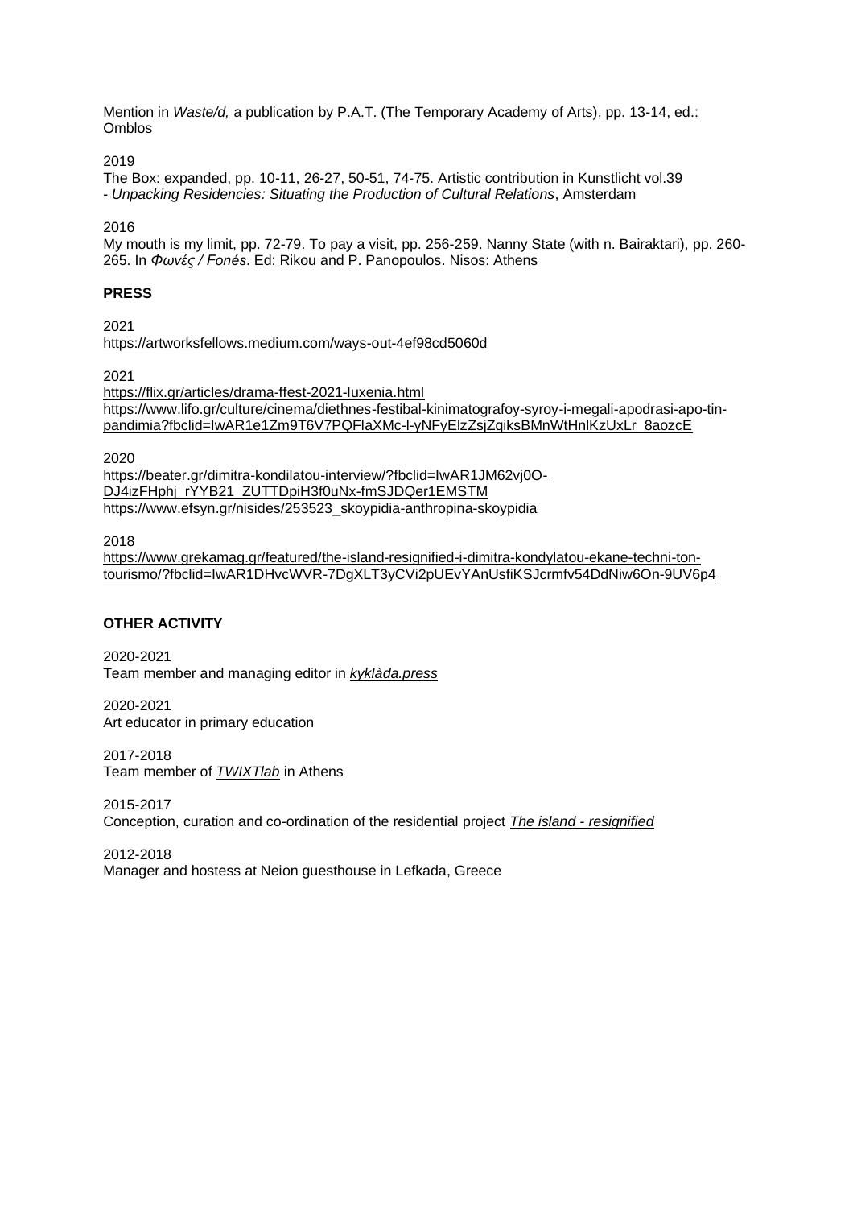Mention in *Waste/d,* a publication by P.A.T. (The Temporary Academy of Arts), pp. 13-14, ed.: Omblos

2019
The Box: expanded, pp. 10-11, 26-27, 50-51, 74-75. Artistic contribution in Kunstlicht vol.39 - *Unpacking Residencies: Situating the Production of Cultural Relations*, Amsterdam

2016
My mouth is my limit, pp. 72-79. To pay a visit, pp. 256-259. Nanny State (with n. Bairaktari), pp. 260-265. In *Φωνές / Fonés*. Ed: Rikou and P. Panopoulos. Nisos: Athens

**PRESS**

2021
https://artworksfellows.medium.com/ways-out-4ef98cd5060d

2021
https://flix.gr/articles/drama-ffest-2021-luxenia.html
https://www.lifo.gr/culture/cinema/diethnes-festibal-kinimatografoy-syroy-i-megali-apodrasi-apo-tin-pandimia?fbclid=IwAR1e1Zm9T6V7PQFlaXMc-l-yNFyElzZsjZqiksBMnWtHnlKzUxLr_8aozcE

2020
https://beater.gr/dimitra-kondilatou-interview/?fbclid=IwAR1JM62vj0O-DJ4izFHphj_rYYB21_ZUTTDpiH3f0uNx-fmSJDQer1EMSTM
https://www.efsyn.gr/nisides/253523_skoypidia-anthropina-skoypidia

2018
https://www.grekamag.gr/featured/the-island-resignified-i-dimitra-kondylatou-ekane-techni-ton-tourismo/?fbclid=IwAR1DHvcWVR-7DgXLT3yCVi2pUEvYAnUsfiKSJcrmfv54DdNiw6On-9UV6p4

**OTHER ACTIVITY**

2020-2021
Team member and managing editor in *kyklàda.press*

2020-2021
Art educator in primary education

2017-2018
Team member of *TWIXTlab* in Athens

2015-2017
Conception, curation and co-ordination of the residential project *The island - resignified*

2012-2018
Manager and hostess at Neion guesthouse in Lefkada, Greece